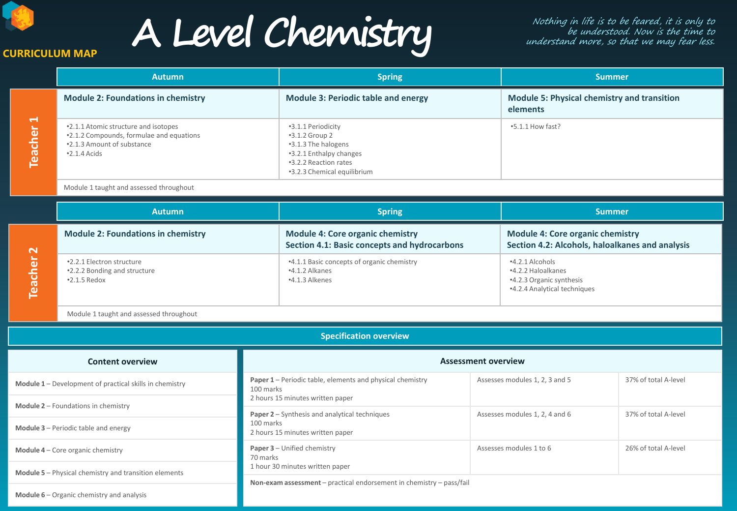# A Level Chemistry

**CURRICULUM MAP**

*Nothing in life is to be feared, it is only to be understood. Now is the time to understand more, so that we may fear less.*

## Teacher 1

| Autumn | Spring | Summer |
|---|---|---|
| **Module 2: Foundations in chemistry** | **Module 3: Periodic table and energy** | **Module 5: Physical chemistry and transition elements** |
| •2.1.1 Atomic structure and isotopes<br>•2.1.2 Compounds, formulae and equations<br>•2.1.3 Amount of substance<br>•2.1.4 Acids | •3.1.1 Periodicity<br>•3.1.2 Group 2<br>•3.1.3 The halogens<br>•3.2.1 Enthalpy changes<br>•3.2.2 Reaction rates<br>•3.2.3 Chemical equilibrium | •5.1.1 How fast? |
| Module 1 taught and assessed throughout | | |

## Teacher 2

| Autumn | Spring | Summer |
|---|---|---|
| **Module 2: Foundations in chemistry** | **Module 4: Core organic chemistry**<br>**Section 4.1: Basic concepts and hydrocarbons** | **Module 4: Core organic chemistry**<br>**Section 4.2: Alcohols, haloalkanes and analysis** |
| •2.2.1 Electron structure<br>•2.2.2 Bonding and structure<br>•2.1.5 Redox | •4.1.1 Basic concepts of organic chemistry<br>•4.1.2 Alkanes<br>•4.1.3 Alkenes | •4.2.1 Alcohols<br>•4.2.2 Haloalkanes<br>•4.2.3 Organic synthesis<br>•4.2.4 Analytical techniques |
| Module 1 taught and assessed throughout | | |

## Specification overview

### Content overview

| Content overview |
|---|
| **Module 1** – Development of practical skills in chemistry |
| **Module 2** – Foundations in chemistry |
| **Module 3** – Periodic table and energy |
| **Module 4** – Core organic chemistry |
| **Module 5** – Physical chemistry and transition elements |
| **Module 6** – Organic chemistry and analysis |

### Assessment overview

| Assessment overview | | |
|---|---|---|
| **Paper 1** – Periodic table, elements and physical chemistry<br>100 marks<br>2 hours 15 minutes written paper | Assesses modules 1, 2, 3 and 5 | 37% of total A-level |
| **Paper 2** – Synthesis and analytical techniques<br>100 marks<br>2 hours 15 minutes written paper | Assesses modules 1, 2, 4 and 6 | 37% of total A-level |
| **Paper 3** – Unified chemistry<br>70 marks<br>1 hour 30 minutes written paper | Assesses modules 1 to 6 | 26% of total A-level |
| **Non-exam assessment** – practical endorsement in chemistry – pass/fail | | |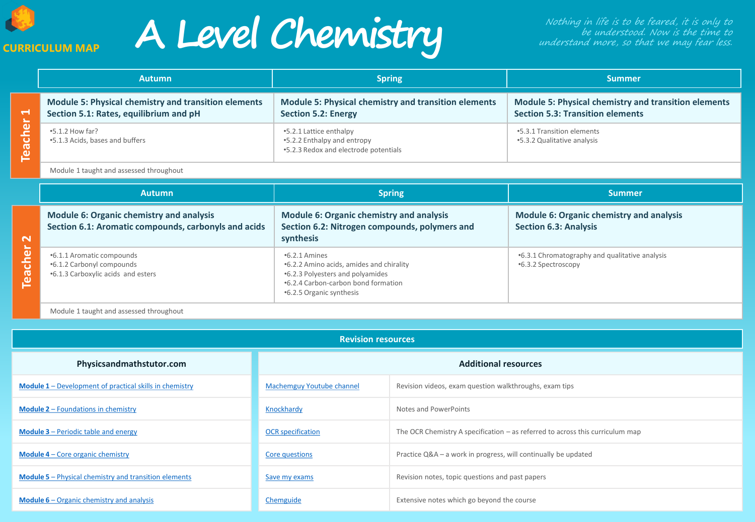CURRICULUM MAP

# A Level Chemistry

*Nothing in life is to be feared, it is only to be understood. Now is the time to understand more, so that we may fear less.*

## Teacher 1

| Autumn | Spring | Summer |
|---|---|---|
| **Module 5: Physical chemistry and transition elements Section 5.1: Rates, equilibrium and pH** | **Module 5: Physical chemistry and transition elements Section 5.2: Energy** | **Module 5: Physical chemistry and transition elements Section 5.3: Transition elements** |
| •5.1.2 How far?<br>•5.1.3 Acids, bases and buffers | •5.2.1 Lattice enthalpy<br>•5.2.2 Enthalpy and entropy<br>•5.2.3 Redox and electrode potentials | •5.3.1 Transition elements<br>•5.3.2 Qualitative analysis |
| Module 1 taught and assessed throughout | | |

## Teacher 2

| Autumn | Spring | Summer |
|---|---|---|
| **Module 6: Organic chemistry and analysis Section 6.1: Aromatic compounds, carbonyls and acids** | **Module 6: Organic chemistry and analysis Section 6.2: Nitrogen compounds, polymers and synthesis** | **Module 6: Organic chemistry and analysis Section 6.3: Analysis** |
| •6.1.1 Aromatic compounds<br>•6.1.2 Carbonyl compounds<br>•6.1.3 Carboxylic acids and esters | •6.2.1 Amines<br>•6.2.2 Amino acids, amides and chirality<br>•6.2.3 Polyesters and polyamides<br>•6.2.4 Carbon-carbon bond formation<br>•6.2.5 Organic synthesis | •6.3.1 Chromatography and qualitative analysis<br>•6.3.2 Spectroscopy |
| Module 1 taught and assessed throughout | | |

## Revision resources

| Physicsandmathstutor.com |
|---|
| Module 1 – Development of practical skills in chemistry |
| Module 2 – Foundations in chemistry |
| Module 3 – Periodic table and energy |
| Module 4 – Core organic chemistry |
| Module 5 – Physical chemistry and transition elements |
| Module 6 – Organic chemistry and analysis |

| Additional resources | |
|---|---|
| Machemguy Youtube channel | Revision videos, exam question walkthroughs, exam tips |
| Knockhardy | Notes and PowerPoints |
| OCR specification | The OCR Chemistry A specification – as referred to across this curriculum map |
| Core questions | Practice Q&A – a work in progress, will continually be updated |
| Save my exams | Revision notes, topic questions and past papers |
| Chemguide | Extensive notes which go beyond the course |